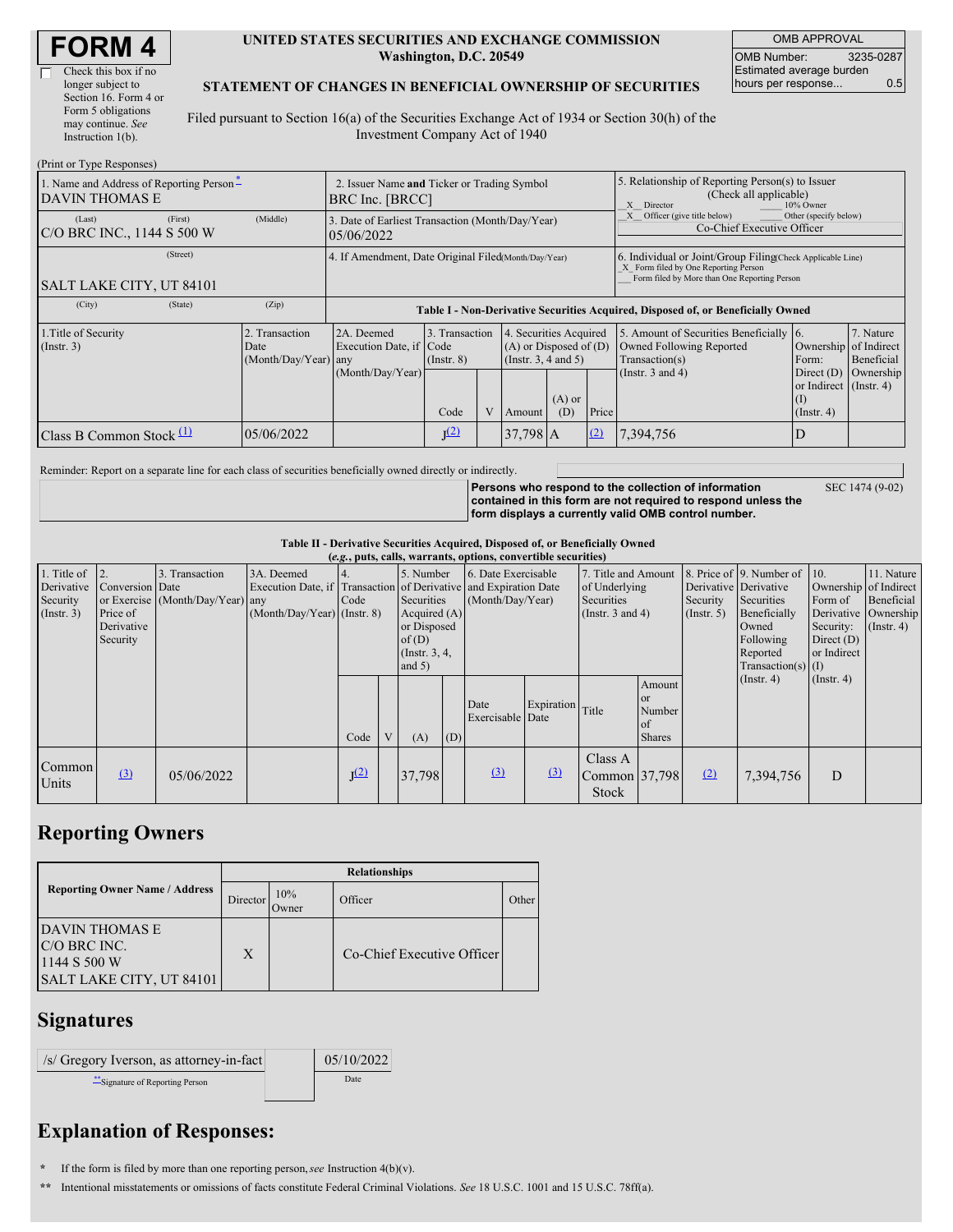# FORM 4

☐ Check this box if no longer subject to Section 16. Form 4 or Form 5 obligations may continue. *See* Instruction 1(b).

**UNITED STATES SECURITIES AND EXCHANGE COMMISSION**
**Washington, D.C. 20549**

**STATEMENT OF CHANGES IN BENEFICIAL OWNERSHIP OF SECURITIES**

Filed pursuant to Section 16(a) of the Securities Exchange Act of 1934 or Section 30(h) of the Investment Company Act of 1940

| OMB APPROVAL | |
|---|---|
| OMB Number: | 3235-0287 |
| Estimated average burden hours per response... | 0.5 |

(Print or Type Responses)

| 1. Name and Address of Reporting Person * | 2. Issuer Name and Ticker or Trading Symbol | 5. Relationship of Reporting Person(s) to Issuer (Check all applicable) |
|---|---|---|
| DAVIN THOMAS E | BRC Inc. [BRCC] | X Director ___ 10% Owner |
| (Last) (First) (Middle) C/O BRC INC., 1144 S 500 W | 3. Date of Earliest Transaction (Month/Day/Year) 05/06/2022 | X Officer (give title below) ___ Other (specify below) Co-Chief Executive Officer |
| (Street) SALT LAKE CITY, UT 84101 | 4. If Amendment, Date Original Filed (Month/Day/Year) | 6. Individual or Joint/Group Filing (Check Applicable Line) X Form filed by One Reporting Person ___ Form filed by More than One Reporting Person |
| (City) (State) (Zip) | | |

**Table I - Non-Derivative Securities Acquired, Disposed of, or Beneficially Owned**

| 1.Title of Security (Instr. 3) | 2. Transaction Date (Month/Day/Year) | 2A. Deemed Execution Date, if any (Month/Day/Year) | 3. Transaction Code (Instr. 8) | | 4. Securities Acquired (A) or Disposed of (D) (Instr. 3, 4 and 5) | | | 5. Amount of Securities Beneficially Owned Following Reported Transaction(s) (Instr. 3 and 4) | 6. Ownership Form: Direct (D) or Indirect (I) (Instr. 4) | 7. Nature of Indirect Beneficial Ownership (Instr. 4) |
|---|---|---|---|---|---|---|---|---|---|---|
| | | | Code | V | Amount | (A) or (D) | Price | | | |
| Class B Common Stock [(1)] | 05/06/2022 | | J[(2)] | | 37,798 | A | [(2)] | 7,394,756 | D | |

Reminder: Report on a separate line for each class of securities beneficially owned directly or indirectly.

**Persons who respond to the collection of information contained in this form are not required to respond unless the form displays a currently valid OMB control number.** SEC 1474 (9-02)

**Table II - Derivative Securities Acquired, Disposed of, or Beneficially Owned**
**(*e.g.*, puts, calls, warrants, options, convertible securities)**

| 1. Title of Derivative Security (Instr. 3) | 2. Conversion or Exercise Price of Derivative Security | 3. Transaction Date (Month/Day/Year) | 3A. Deemed Execution Date, if any (Month/Day/Year) | 4. Transaction Code (Instr. 8) | | 5. Number of Derivative Securities Acquired (A) or Disposed of (D) (Instr. 3, 4, and 5) | | 6. Date Exercisable and Expiration Date (Month/Day/Year) | | 7. Title and Amount of Underlying Securities (Instr. 3 and 4) | | 8. Price of Derivative Security (Instr. 5) | 9. Number of Derivative Securities Beneficially Owned Following Reported Transaction(s) (Instr. 4) | 10. Ownership Form of Derivative Security: Direct (D) or Indirect (I) (Instr. 4) | 11. Nature of Indirect Beneficial Ownership (Instr. 4) |
|---|---|---|---|---|---|---|---|---|---|---|---|---|---|---|---|
| | | | | Code | V | (A) | (D) | Date Exercisable | Expiration Date | Title | Amount or Number of Shares | | | | |
| Common Units | [(3)] | 05/06/2022 | | J[(2)] | | 37,798 | | [(3)] | [(3)] | Class A Common Stock | 37,798 | [(2)] | 7,394,756 | D | |

## Reporting Owners

| Reporting Owner Name / Address | Relationships | | | |
|---|---|---|---|---|
| | Director | 10% Owner | Officer | Other |
| DAVIN THOMAS E C/O BRC INC. 1144 S 500 W SALT LAKE CITY, UT 84101 | X | | Co-Chief Executive Officer | |

## Signatures

| /s/ Gregory Iverson, as attorney-in-fact | 05/10/2022 |
|---|---|
| **Signature of Reporting Person | Date |

## Explanation of Responses:

\* If the form is filed by more than one reporting person, *see* Instruction 4(b)(v).

\*\* Intentional misstatements or omissions of facts constitute Federal Criminal Violations. *See* 18 U.S.C. 1001 and 15 U.S.C. 78ff(a).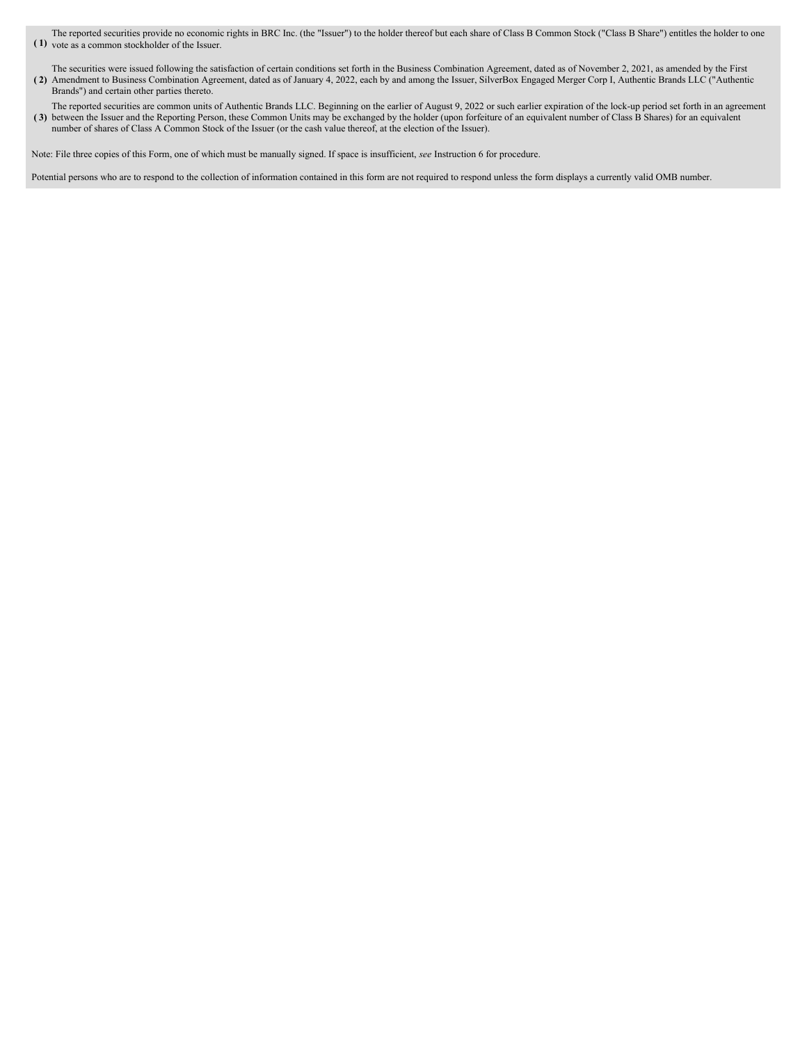( 1) The reported securities provide no economic rights in BRC Inc. (the "Issuer") to the holder thereof but each share of Class B Common Stock ("Class B Share") entitles the holder to one vote as a common stockholder of the Issuer.

( 2) The securities were issued following the satisfaction of certain conditions set forth in the Business Combination Agreement, dated as of November 2, 2021, as amended by the First Amendment to Business Combination Agreement, dated as of January 4, 2022, each by and among the Issuer, SilverBox Engaged Merger Corp I, Authentic Brands LLC ("Authentic Brands") and certain other parties thereto.

( 3) The reported securities are common units of Authentic Brands LLC. Beginning on the earlier of August 9, 2022 or such earlier expiration of the lock-up period set forth in an agreement between the Issuer and the Reporting Person, these Common Units may be exchanged by the holder (upon forfeiture of an equivalent number of Class B Shares) for an equivalent number of shares of Class A Common Stock of the Issuer (or the cash value thereof, at the election of the Issuer).

Note: File three copies of this Form, one of which must be manually signed. If space is insufficient, *see* Instruction 6 for procedure.

Potential persons who are to respond to the collection of information contained in this form are not required to respond unless the form displays a currently valid OMB number.